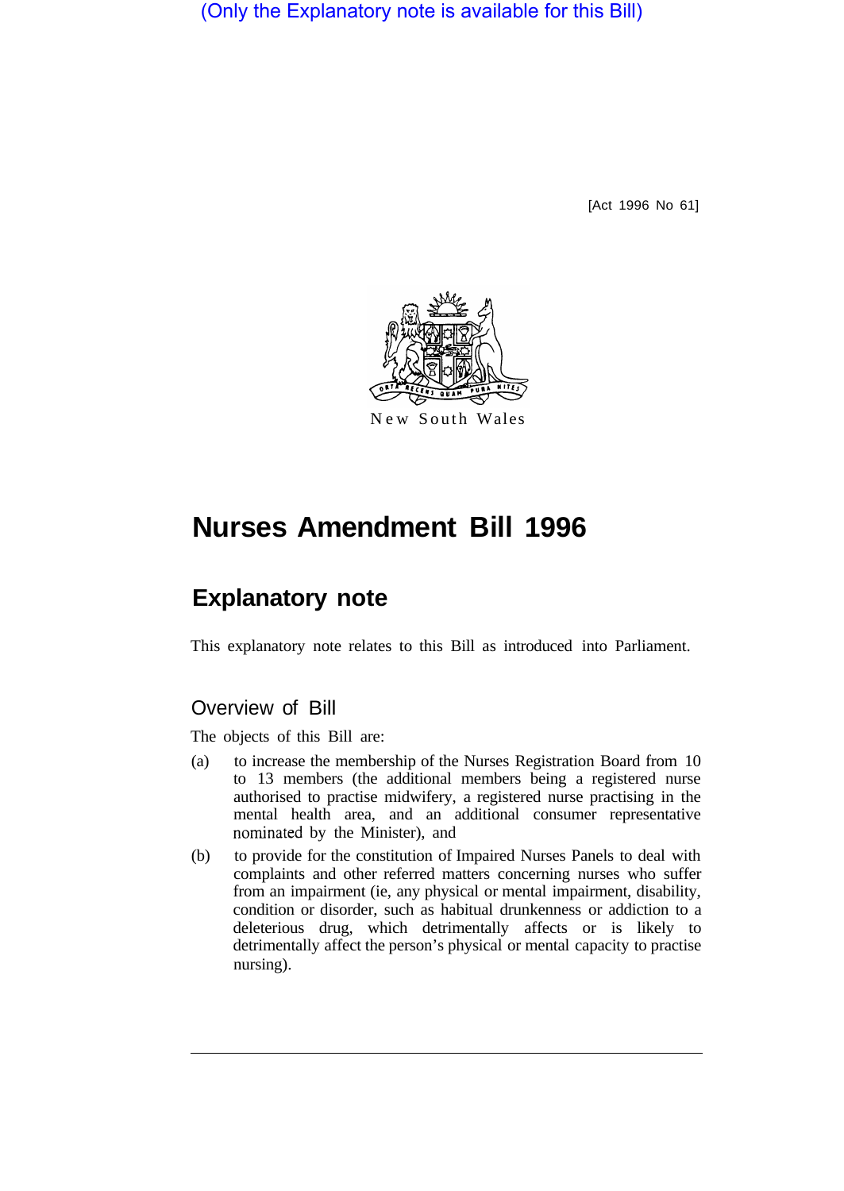(Only the Explanatory note is available for this Bill)

[Act 1996 No 61]

New South Wales

# Nurses Amendment Bill 1996

## Explanatory note

This explanatory note relates to this Bill as introduced into Parliament.

### Overview of Bill

The objects of this Bill are:

(a) to increase the membership of the Nurses Registration Board from 10 to 13 members (the additional members being a registered nurse authorised to practise midwifery, a registered nurse practising in the mental health area, and an additional consumer representative nominated by the Minister), and

(b) to provide for the constitution of Impaired Nurses Panels to deal with complaints and other referred matters concerning nurses who suffer from an impairment (ie, any physical or mental impairment, disability, condition or disorder, such as habitual drunkenness or addiction to a deleterious drug, which detrimentally affects or is likely to detrimentally affect the person's physical or mental capacity to practise nursing).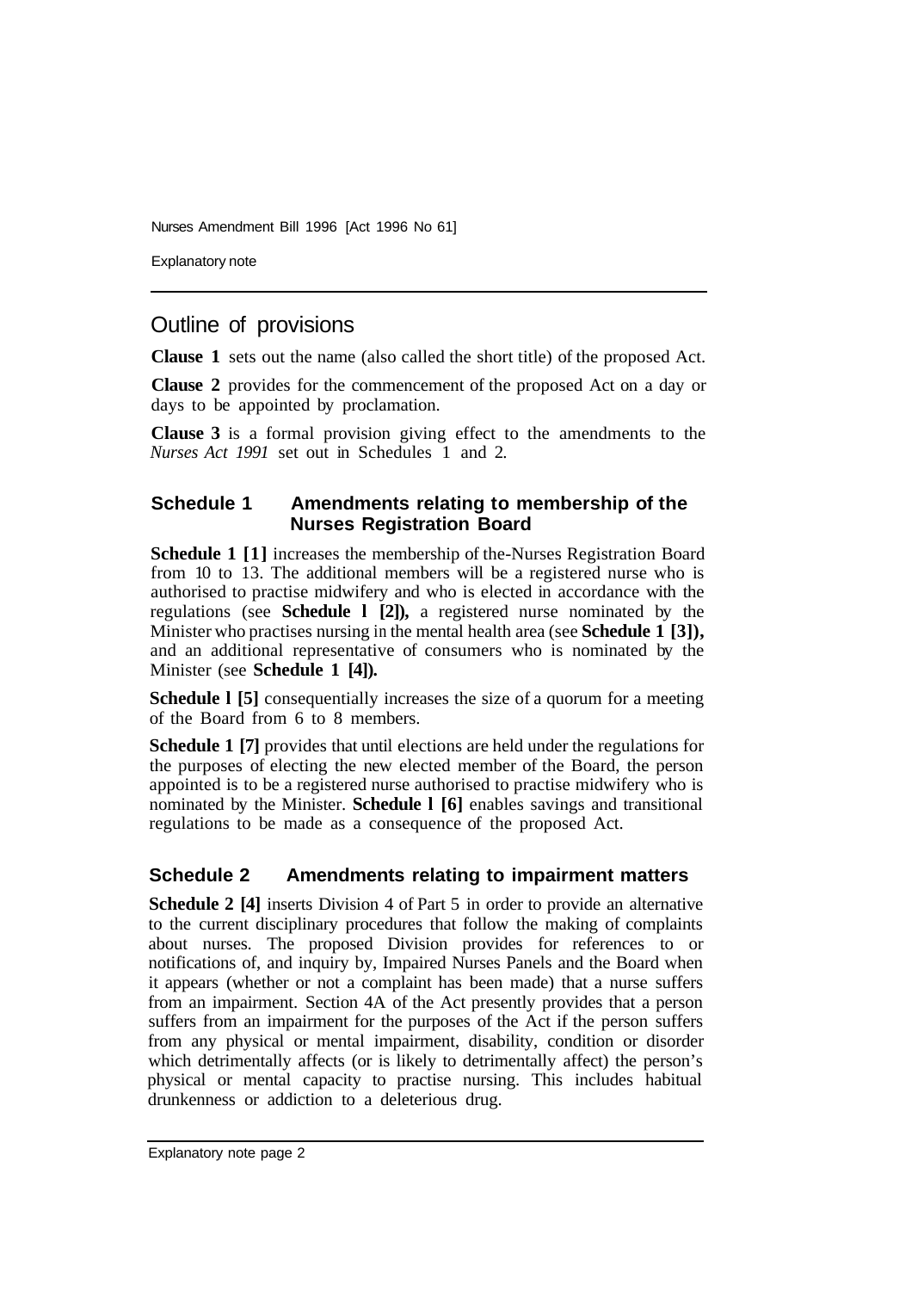## Outline of provisions

**Clause 1** sets out the name (also called the short title) of the proposed Act.

**Clause 2** provides for the commencement of the proposed Act on a day or days to be appointed by proclamation.

**Clause 3** is a formal provision giving effect to the amendments to the *Nurses Act 1991* set out in Schedules 1 and 2.

### Schedule 1 Amendments relating to membership of the Nurses Registration Board

**Schedule 1 [1]** increases the membership of the-Nurses Registration Board from 10 to 13. The additional members will be a registered nurse who is authorised to practise midwifery and who is elected in accordance with the regulations (see **Schedule l [2]),** a registered nurse nominated by the Minister who practises nursing in the mental health area (see **Schedule 1 [3]),** and an additional representative of consumers who is nominated by the Minister (see **Schedule 1 [4]).**

**Schedule l [5]** consequentially increases the size of a quorum for a meeting of the Board from 6 to 8 members.

**Schedule 1 [7]** provides that until elections are held under the regulations for the purposes of electing the new elected member of the Board, the person appointed is to be a registered nurse authorised to practise midwifery who is nominated by the Minister. **Schedule l [6]** enables savings and transitional regulations to be made as a consequence of the proposed Act.

### Schedule 2 Amendments relating to impairment matters

**Schedule 2 [4]** inserts Division 4 of Part 5 in order to provide an alternative to the current disciplinary procedures that follow the making of complaints about nurses. The proposed Division provides for references to or notifications of, and inquiry by, Impaired Nurses Panels and the Board when it appears (whether or not a complaint has been made) that a nurse suffers from an impairment. Section 4A of the Act presently provides that a person suffers from an impairment for the purposes of the Act if the person suffers from any physical or mental impairment, disability, condition or disorder which detrimentally affects (or is likely to detrimentally affect) the person's physical or mental capacity to practise nursing. This includes habitual drunkenness or addiction to a deleterious drug.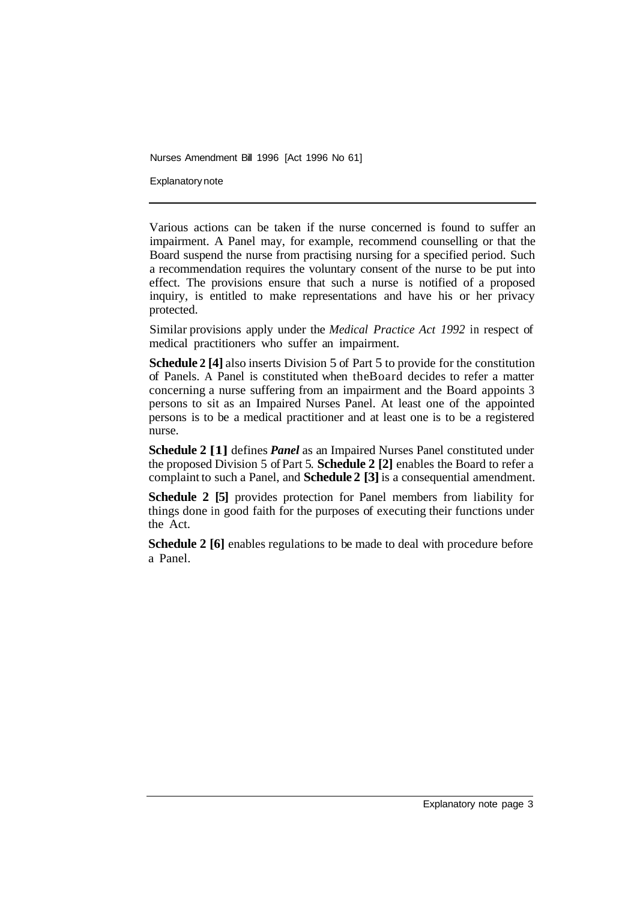Various actions can be taken if the nurse concerned is found to suffer an impairment. A Panel may, for example, recommend counselling or that the Board suspend the nurse from practising nursing for a specified period. Such a recommendation requires the voluntary consent of the nurse to be put into effect. The provisions ensure that such a nurse is notified of a proposed inquiry, is entitled to make representations and have his or her privacy protected.

Similar provisions apply under the *Medical Practice Act 1992* in respect of medical practitioners who suffer an impairment.

**Schedule 2 [4]** also inserts Division 5 of Part 5 to provide for the constitution of Panels. A Panel is constituted when theBoard decides to refer a matter concerning a nurse suffering from an impairment and the Board appoints 3 persons to sit as an Impaired Nurses Panel. At least one of the appointed persons is to be a medical practitioner and at least one is to be a registered nurse.

**Schedule 2 [1]** defines ***Panel*** as an Impaired Nurses Panel constituted under the proposed Division 5 of Part 5. **Schedule 2 [2]** enables the Board to refer a complaint to such a Panel, and **Schedule 2 [3]** is a consequential amendment.

**Schedule 2 [5]** provides protection for Panel members from liability for things done in good faith for the purposes of executing their functions under the Act.

**Schedule 2 [6]** enables regulations to be made to deal with procedure before a Panel.